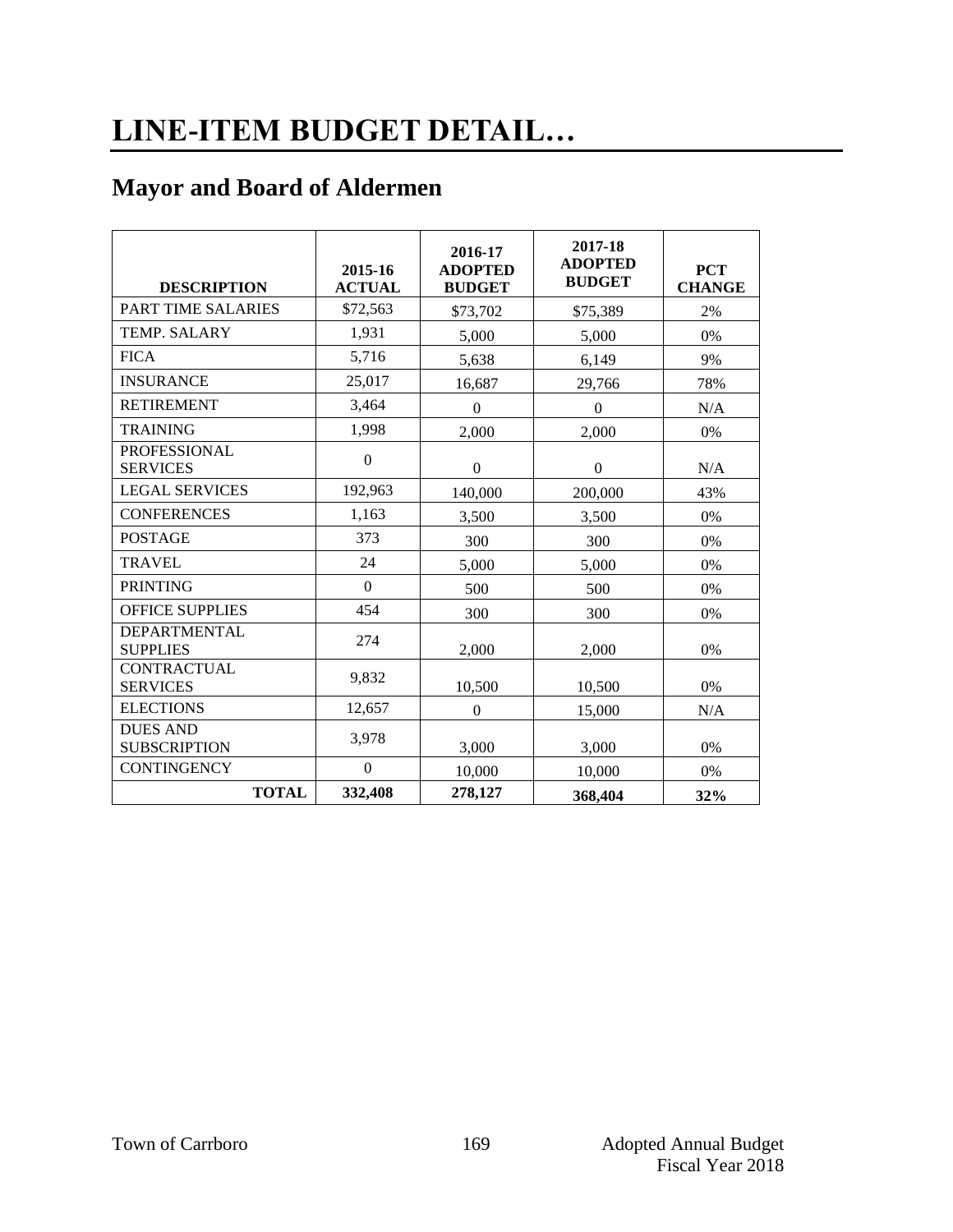# LINE-ITEM BUDGET DETAIL…

## Mayor and Board of Aldermen

| DESCRIPTION | 2015-16 ACTUAL | 2016-17 ADOPTED BUDGET | 2017-18 ADOPTED BUDGET | PCT CHANGE |
|---|---|---|---|---|
| PART TIME SALARIES | $72,563 | $73,702 | $75,389 | 2% |
| TEMP. SALARY | 1,931 | 5,000 | 5,000 | 0% |
| FICA | 5,716 | 5,638 | 6,149 | 9% |
| INSURANCE | 25,017 | 16,687 | 29,766 | 78% |
| RETIREMENT | 3,464 | 0 | 0 | N/A |
| TRAINING | 1,998 | 2,000 | 2,000 | 0% |
| PROFESSIONAL SERVICES | 0 | 0 | 0 | N/A |
| LEGAL SERVICES | 192,963 | 140,000 | 200,000 | 43% |
| CONFERENCES | 1,163 | 3,500 | 3,500 | 0% |
| POSTAGE | 373 | 300 | 300 | 0% |
| TRAVEL | 24 | 5,000 | 5,000 | 0% |
| PRINTING | 0 | 500 | 500 | 0% |
| OFFICE SUPPLIES | 454 | 300 | 300 | 0% |
| DEPARTMENTAL SUPPLIES | 274 | 2,000 | 2,000 | 0% |
| CONTRACTUAL SERVICES | 9,832 | 10,500 | 10,500 | 0% |
| ELECTIONS | 12,657 | 0 | 15,000 | N/A |
| DUES AND SUBSCRIPTION | 3,978 | 3,000 | 3,000 | 0% |
| CONTINGENCY | 0 | 10,000 | 10,000 | 0% |
| **TOTAL** | **332,408** | **278,127** | **368,404** | **32%** |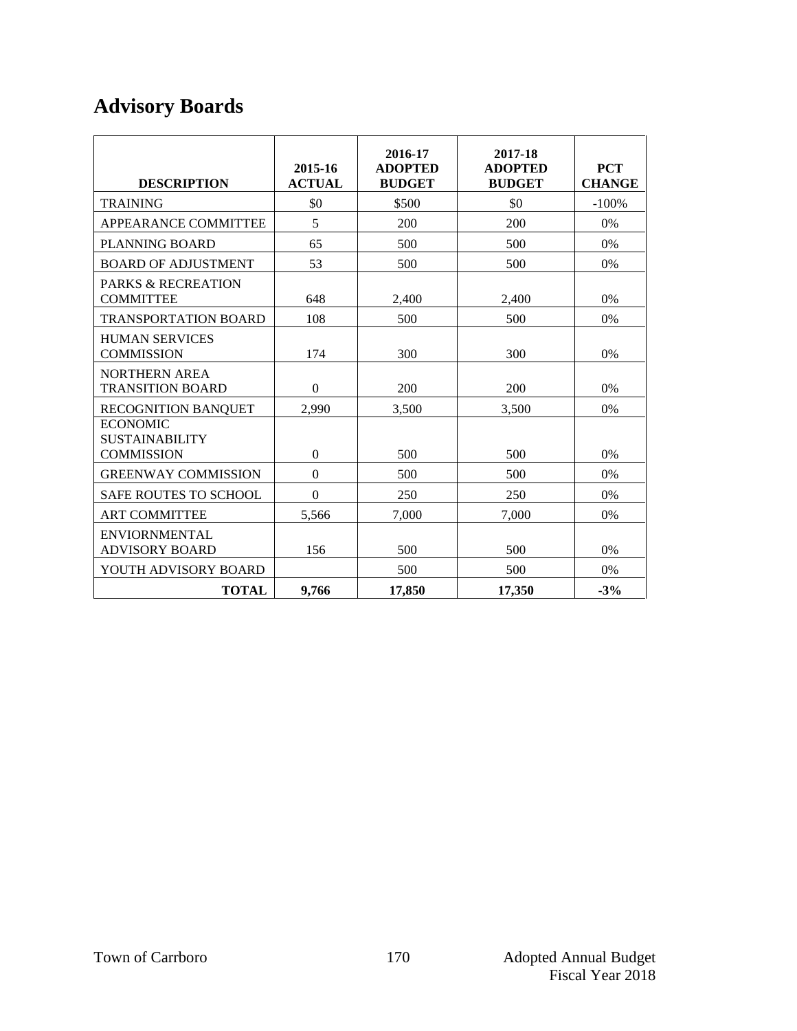# Advisory Boards

| DESCRIPTION | 2015-16 ACTUAL | 2016-17 ADOPTED BUDGET | 2017-18 ADOPTED BUDGET | PCT CHANGE |
|---|---|---|---|---|
| TRAINING | $0 | $500 | $0 | -100% |
| APPEARANCE COMMITTEE | 5 | 200 | 200 | 0% |
| PLANNING BOARD | 65 | 500 | 500 | 0% |
| BOARD OF ADJUSTMENT | 53 | 500 | 500 | 0% |
| PARKS & RECREATION COMMITTEE | 648 | 2,400 | 2,400 | 0% |
| TRANSPORTATION BOARD | 108 | 500 | 500 | 0% |
| HUMAN SERVICES COMMISSION | 174 | 300 | 300 | 0% |
| NORTHERN AREA TRANSITION BOARD | 0 | 200 | 200 | 0% |
| RECOGNITION BANQUET | 2,990 | 3,500 | 3,500 | 0% |
| ECONOMIC SUSTAINABILITY COMMISSION | 0 | 500 | 500 | 0% |
| GREENWAY COMMISSION | 0 | 500 | 500 | 0% |
| SAFE ROUTES TO SCHOOL | 0 | 250 | 250 | 0% |
| ART COMMITTEE | 5,566 | 7,000 | 7,000 | 0% |
| ENVIORNMENTAL ADVISORY BOARD | 156 | 500 | 500 | 0% |
| YOUTH ADVISORY BOARD | | 500 | 500 | 0% |
| **TOTAL** | **9,766** | **17,850** | **17,350** | **-3%** |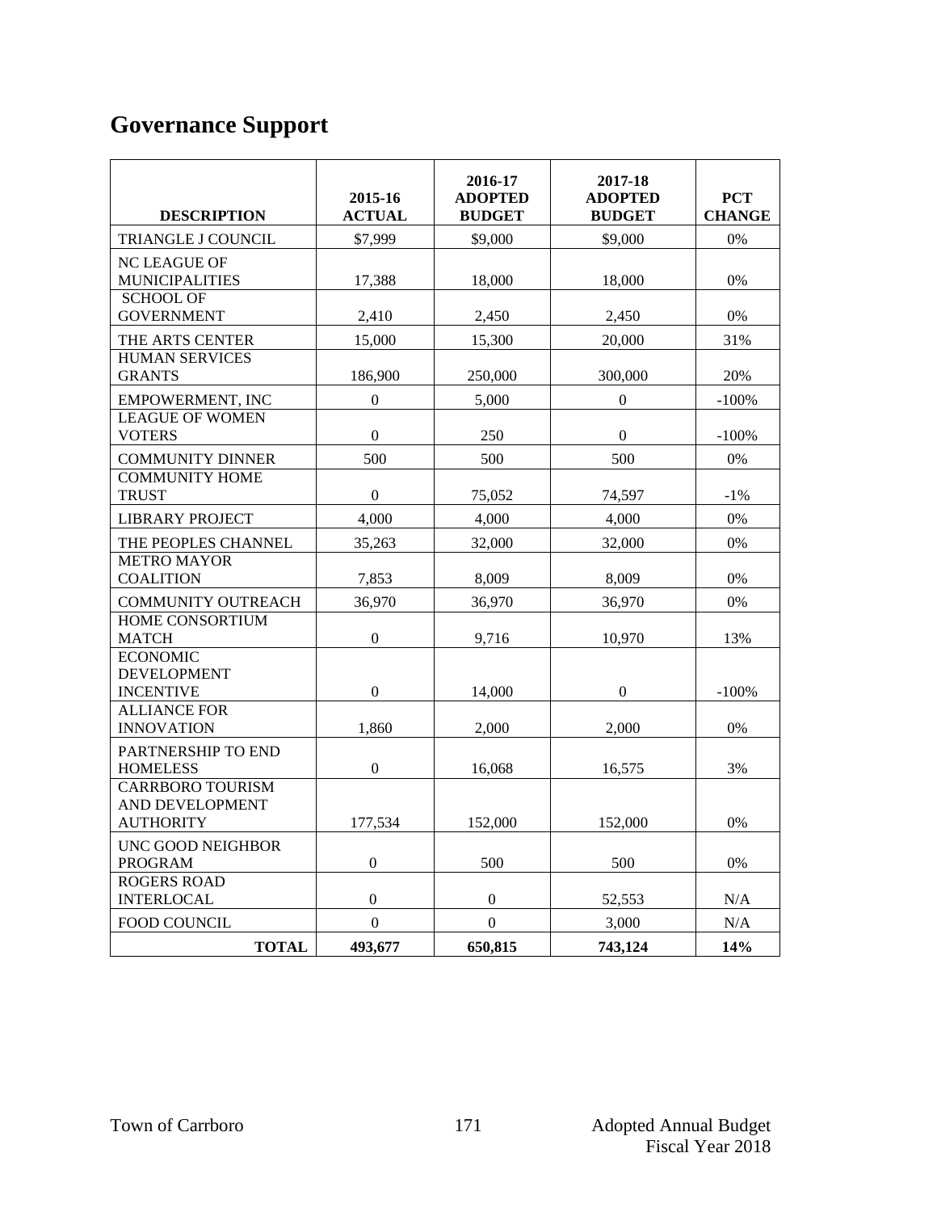# Governance Support

| DESCRIPTION | 2015-16 ACTUAL | 2016-17 ADOPTED BUDGET | 2017-18 ADOPTED BUDGET | PCT CHANGE |
|---|---|---|---|---|
| TRIANGLE J COUNCIL | $7,999 | $9,000 | $9,000 | 0% |
| NC LEAGUE OF MUNICIPALITIES | 17,388 | 18,000 | 18,000 | 0% |
| SCHOOL OF GOVERNMENT | 2,410 | 2,450 | 2,450 | 0% |
| THE ARTS CENTER | 15,000 | 15,300 | 20,000 | 31% |
| HUMAN SERVICES GRANTS | 186,900 | 250,000 | 300,000 | 20% |
| EMPOWERMENT, INC | 0 | 5,000 | 0 | -100% |
| LEAGUE OF WOMEN VOTERS | 0 | 250 | 0 | -100% |
| COMMUNITY DINNER | 500 | 500 | 500 | 0% |
| COMMUNITY HOME TRUST | 0 | 75,052 | 74,597 | -1% |
| LIBRARY PROJECT | 4,000 | 4,000 | 4,000 | 0% |
| THE PEOPLES CHANNEL | 35,263 | 32,000 | 32,000 | 0% |
| METRO MAYOR COALITION | 7,853 | 8,009 | 8,009 | 0% |
| COMMUNITY OUTREACH | 36,970 | 36,970 | 36,970 | 0% |
| HOME CONSORTIUM MATCH | 0 | 9,716 | 10,970 | 13% |
| ECONOMIC DEVELOPMENT INCENTIVE | 0 | 14,000 | 0 | -100% |
| ALLIANCE FOR INNOVATION | 1,860 | 2,000 | 2,000 | 0% |
| PARTNERSHIP TO END HOMELESS | 0 | 16,068 | 16,575 | 3% |
| CARRBORO TOURISM AND DEVELOPMENT AUTHORITY | 177,534 | 152,000 | 152,000 | 0% |
| UNC GOOD NEIGHBOR PROGRAM | 0 | 500 | 500 | 0% |
| ROGERS ROAD INTERLOCAL | 0 | 0 | 52,553 | N/A |
| FOOD COUNCIL | 0 | 0 | 3,000 | N/A |
| **TOTAL** | **493,677** | **650,815** | **743,124** | **14%** |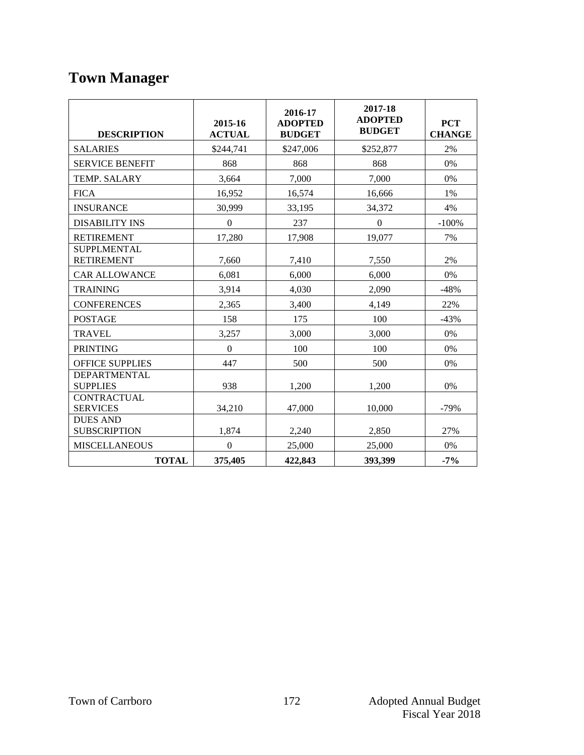# Town Manager

| DESCRIPTION | 2015-16 ACTUAL | 2016-17 ADOPTED BUDGET | 2017-18 ADOPTED BUDGET | PCT CHANGE |
|---|---|---|---|---|
| SALARIES | $244,741 | $247,006 | $252,877 | 2% |
| SERVICE BENEFIT | 868 | 868 | 868 | 0% |
| TEMP. SALARY | 3,664 | 7,000 | 7,000 | 0% |
| FICA | 16,952 | 16,574 | 16,666 | 1% |
| INSURANCE | 30,999 | 33,195 | 34,372 | 4% |
| DISABILITY INS | 0 | 237 | 0 | -100% |
| RETIREMENT | 17,280 | 17,908 | 19,077 | 7% |
| SUPPLMENTAL RETIREMENT | 7,660 | 7,410 | 7,550 | 2% |
| CAR ALLOWANCE | 6,081 | 6,000 | 6,000 | 0% |
| TRAINING | 3,914 | 4,030 | 2,090 | -48% |
| CONFERENCES | 2,365 | 3,400 | 4,149 | 22% |
| POSTAGE | 158 | 175 | 100 | -43% |
| TRAVEL | 3,257 | 3,000 | 3,000 | 0% |
| PRINTING | 0 | 100 | 100 | 0% |
| OFFICE SUPPLIES | 447 | 500 | 500 | 0% |
| DEPARTMENTAL SUPPLIES | 938 | 1,200 | 1,200 | 0% |
| CONTRACTUAL SERVICES | 34,210 | 47,000 | 10,000 | -79% |
| DUES AND SUBSCRIPTION | 1,874 | 2,240 | 2,850 | 27% |
| MISCELLANEOUS | 0 | 25,000 | 25,000 | 0% |
| **TOTAL** | **375,405** | **422,843** | **393,399** | **-7%** |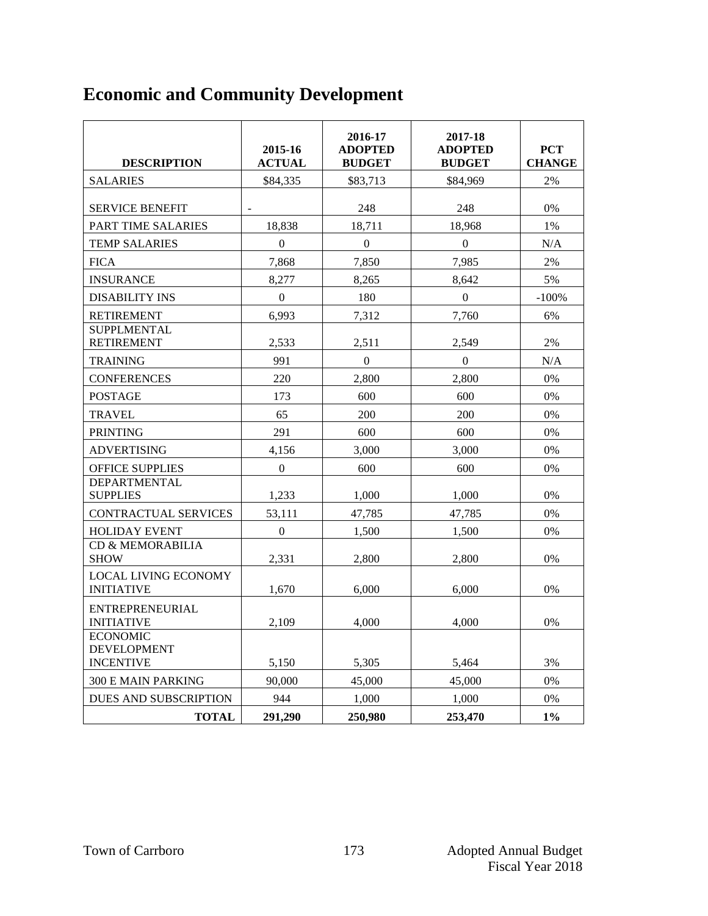# Economic and Community Development

| DESCRIPTION | 2015-16 ACTUAL | 2016-17 ADOPTED BUDGET | 2017-18 ADOPTED BUDGET | PCT CHANGE |
|---|---|---|---|---|
| SALARIES | $84,335 | $83,713 | $84,969 | 2% |
| SERVICE BENEFIT | - | 248 | 248 | 0% |
| PART TIME SALARIES | 18,838 | 18,711 | 18,968 | 1% |
| TEMP SALARIES | 0 | 0 | 0 | N/A |
| FICA | 7,868 | 7,850 | 7,985 | 2% |
| INSURANCE | 8,277 | 8,265 | 8,642 | 5% |
| DISABILITY INS | 0 | 180 | 0 | -100% |
| RETIREMENT | 6,993 | 7,312 | 7,760 | 6% |
| SUPPLMENTAL RETIREMENT | 2,533 | 2,511 | 2,549 | 2% |
| TRAINING | 991 | 0 | 0 | N/A |
| CONFERENCES | 220 | 2,800 | 2,800 | 0% |
| POSTAGE | 173 | 600 | 600 | 0% |
| TRAVEL | 65 | 200 | 200 | 0% |
| PRINTING | 291 | 600 | 600 | 0% |
| ADVERTISING | 4,156 | 3,000 | 3,000 | 0% |
| OFFICE SUPPLIES | 0 | 600 | 600 | 0% |
| DEPARTMENTAL SUPPLIES | 1,233 | 1,000 | 1,000 | 0% |
| CONTRACTUAL SERVICES | 53,111 | 47,785 | 47,785 | 0% |
| HOLIDAY EVENT | 0 | 1,500 | 1,500 | 0% |
| CD & MEMORABILIA SHOW | 2,331 | 2,800 | 2,800 | 0% |
| LOCAL LIVING ECONOMY INITIATIVE | 1,670 | 6,000 | 6,000 | 0% |
| ENTREPRENEURIAL INITIATIVE | 2,109 | 4,000 | 4,000 | 0% |
| ECONOMIC DEVELOPMENT INCENTIVE | 5,150 | 5,305 | 5,464 | 3% |
| 300 E MAIN PARKING | 90,000 | 45,000 | 45,000 | 0% |
| DUES AND SUBSCRIPTION | 944 | 1,000 | 1,000 | 0% |
| **TOTAL** | **291,290** | **250,980** | **253,470** | **1%** |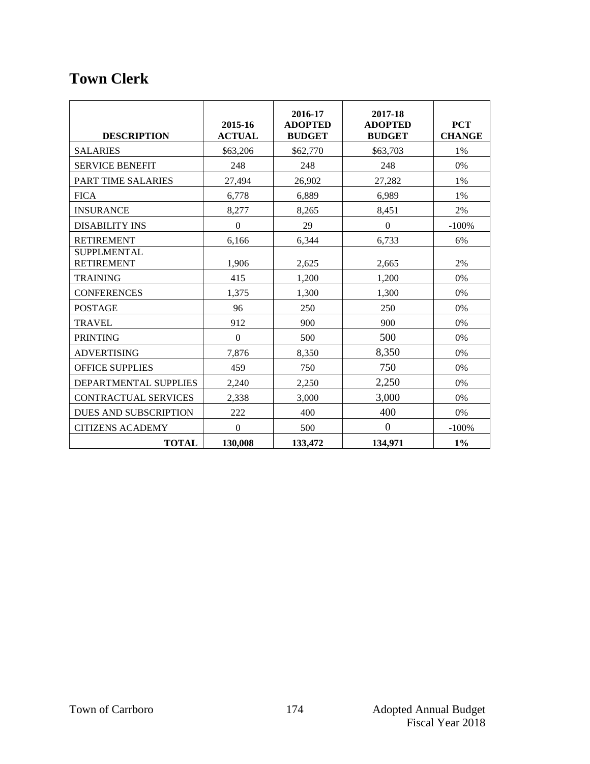# Town Clerk

| DESCRIPTION | 2015-16 ACTUAL | 2016-17 ADOPTED BUDGET | 2017-18 ADOPTED BUDGET | PCT CHANGE |
|---|---|---|---|---|
| SALARIES | $63,206 | $62,770 | $63,703 | 1% |
| SERVICE BENEFIT | 248 | 248 | 248 | 0% |
| PART TIME SALARIES | 27,494 | 26,902 | 27,282 | 1% |
| FICA | 6,778 | 6,889 | 6,989 | 1% |
| INSURANCE | 8,277 | 8,265 | 8,451 | 2% |
| DISABILITY INS | 0 | 29 | 0 | -100% |
| RETIREMENT | 6,166 | 6,344 | 6,733 | 6% |
| SUPPLMENTAL RETIREMENT | 1,906 | 2,625 | 2,665 | 2% |
| TRAINING | 415 | 1,200 | 1,200 | 0% |
| CONFERENCES | 1,375 | 1,300 | 1,300 | 0% |
| POSTAGE | 96 | 250 | 250 | 0% |
| TRAVEL | 912 | 900 | 900 | 0% |
| PRINTING | 0 | 500 | 500 | 0% |
| ADVERTISING | 7,876 | 8,350 | 8,350 | 0% |
| OFFICE SUPPLIES | 459 | 750 | 750 | 0% |
| DEPARTMENTAL SUPPLIES | 2,240 | 2,250 | 2,250 | 0% |
| CONTRACTUAL SERVICES | 2,338 | 3,000 | 3,000 | 0% |
| DUES AND SUBSCRIPTION | 222 | 400 | 400 | 0% |
| CITIZENS ACADEMY | 0 | 500 | 0 | -100% |
| **TOTAL** | **130,008** | **133,472** | **134,971** | **1%** |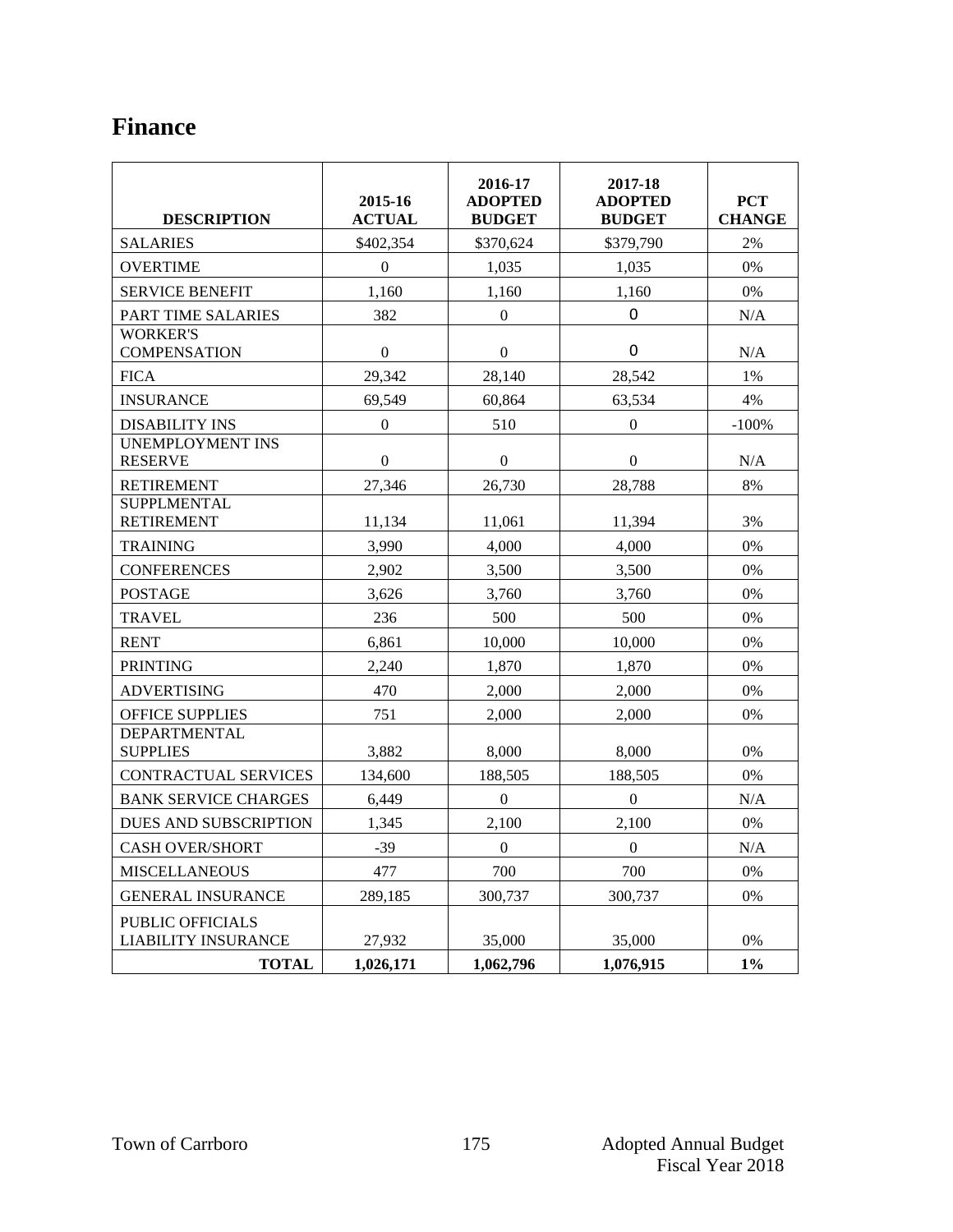# Finance

| DESCRIPTION | 2015-16 ACTUAL | 2016-17 ADOPTED BUDGET | 2017-18 ADOPTED BUDGET | PCT CHANGE |
|---|---|---|---|---|
| SALARIES | $402,354 | $370,624 | $379,790 | 2% |
| OVERTIME | 0 | 1,035 | 1,035 | 0% |
| SERVICE BENEFIT | 1,160 | 1,160 | 1,160 | 0% |
| PART TIME SALARIES | 382 | 0 | 0 | N/A |
| WORKER'S COMPENSATION | 0 | 0 | 0 | N/A |
| FICA | 29,342 | 28,140 | 28,542 | 1% |
| INSURANCE | 69,549 | 60,864 | 63,534 | 4% |
| DISABILITY INS | 0 | 510 | 0 | -100% |
| UNEMPLOYMENT INS RESERVE | 0 | 0 | 0 | N/A |
| RETIREMENT | 27,346 | 26,730 | 28,788 | 8% |
| SUPPLMENTAL RETIREMENT | 11,134 | 11,061 | 11,394 | 3% |
| TRAINING | 3,990 | 4,000 | 4,000 | 0% |
| CONFERENCES | 2,902 | 3,500 | 3,500 | 0% |
| POSTAGE | 3,626 | 3,760 | 3,760 | 0% |
| TRAVEL | 236 | 500 | 500 | 0% |
| RENT | 6,861 | 10,000 | 10,000 | 0% |
| PRINTING | 2,240 | 1,870 | 1,870 | 0% |
| ADVERTISING | 470 | 2,000 | 2,000 | 0% |
| OFFICE SUPPLIES | 751 | 2,000 | 2,000 | 0% |
| DEPARTMENTAL SUPPLIES | 3,882 | 8,000 | 8,000 | 0% |
| CONTRACTUAL SERVICES | 134,600 | 188,505 | 188,505 | 0% |
| BANK SERVICE CHARGES | 6,449 | 0 | 0 | N/A |
| DUES AND SUBSCRIPTION | 1,345 | 2,100 | 2,100 | 0% |
| CASH OVER/SHORT | -39 | 0 | 0 | N/A |
| MISCELLANEOUS | 477 | 700 | 700 | 0% |
| GENERAL INSURANCE | 289,185 | 300,737 | 300,737 | 0% |
| PUBLIC OFFICIALS LIABILITY INSURANCE | 27,932 | 35,000 | 35,000 | 0% |
| **TOTAL** | **1,026,171** | **1,062,796** | **1,076,915** | **1%** |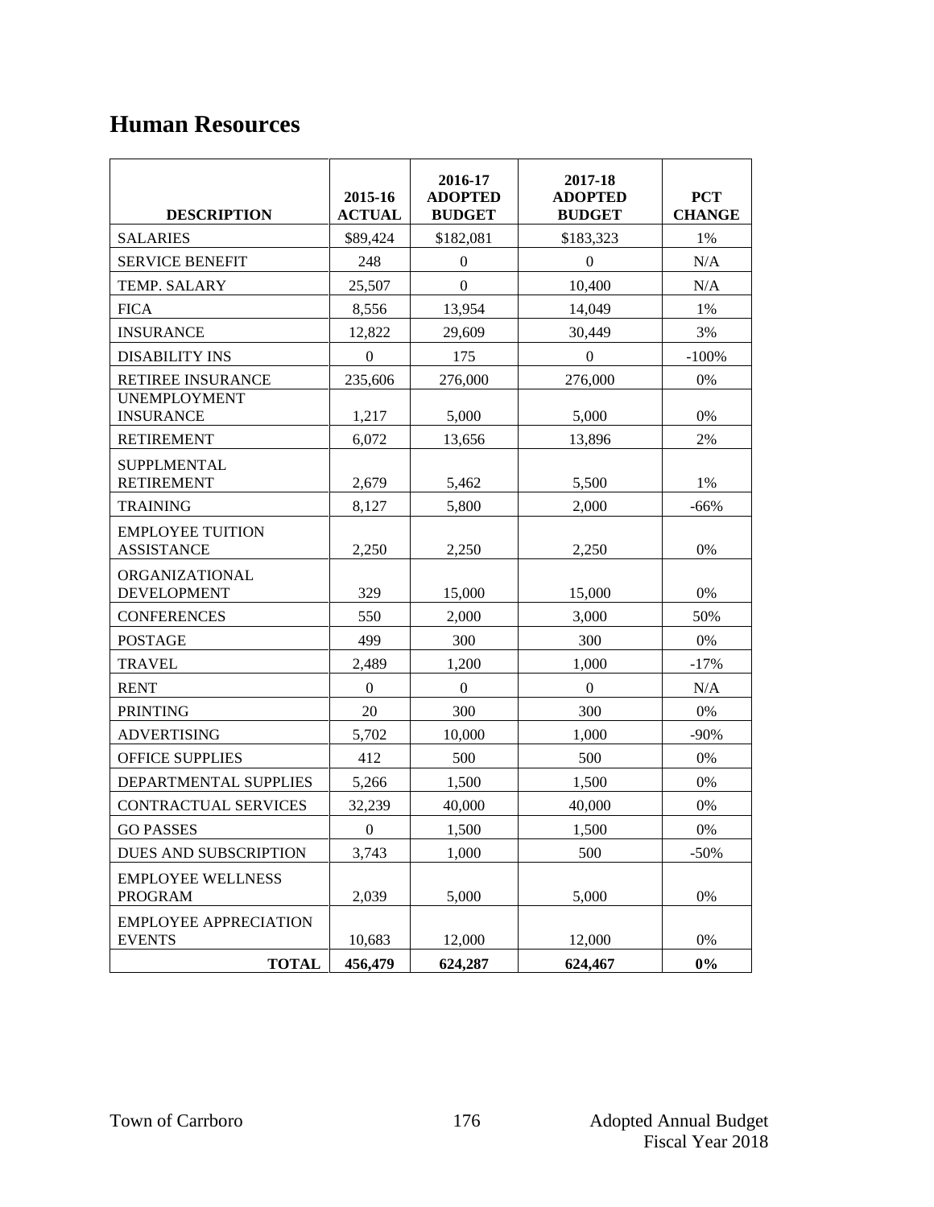# Human Resources

| DESCRIPTION | 2015-16 ACTUAL | 2016-17 ADOPTED BUDGET | 2017-18 ADOPTED BUDGET | PCT CHANGE |
|---|---|---|---|---|
| SALARIES | $89,424 | $182,081 | $183,323 | 1% |
| SERVICE BENEFIT | 248 | 0 | 0 | N/A |
| TEMP. SALARY | 25,507 | 0 | 10,400 | N/A |
| FICA | 8,556 | 13,954 | 14,049 | 1% |
| INSURANCE | 12,822 | 29,609 | 30,449 | 3% |
| DISABILITY INS | 0 | 175 | 0 | -100% |
| RETIREE INSURANCE | 235,606 | 276,000 | 276,000 | 0% |
| UNEMPLOYMENT INSURANCE | 1,217 | 5,000 | 5,000 | 0% |
| RETIREMENT | 6,072 | 13,656 | 13,896 | 2% |
| SUPPLMENTAL RETIREMENT | 2,679 | 5,462 | 5,500 | 1% |
| TRAINING | 8,127 | 5,800 | 2,000 | -66% |
| EMPLOYEE TUITION ASSISTANCE | 2,250 | 2,250 | 2,250 | 0% |
| ORGANIZATIONAL DEVELOPMENT | 329 | 15,000 | 15,000 | 0% |
| CONFERENCES | 550 | 2,000 | 3,000 | 50% |
| POSTAGE | 499 | 300 | 300 | 0% |
| TRAVEL | 2,489 | 1,200 | 1,000 | -17% |
| RENT | 0 | 0 | 0 | N/A |
| PRINTING | 20 | 300 | 300 | 0% |
| ADVERTISING | 5,702 | 10,000 | 1,000 | -90% |
| OFFICE SUPPLIES | 412 | 500 | 500 | 0% |
| DEPARTMENTAL SUPPLIES | 5,266 | 1,500 | 1,500 | 0% |
| CONTRACTUAL SERVICES | 32,239 | 40,000 | 40,000 | 0% |
| GO PASSES | 0 | 1,500 | 1,500 | 0% |
| DUES AND SUBSCRIPTION | 3,743 | 1,000 | 500 | -50% |
| EMPLOYEE WELLNESS PROGRAM | 2,039 | 5,000 | 5,000 | 0% |
| EMPLOYEE APPRECIATION EVENTS | 10,683 | 12,000 | 12,000 | 0% |
| **TOTAL** | **456,479** | **624,287** | **624,467** | **0%** |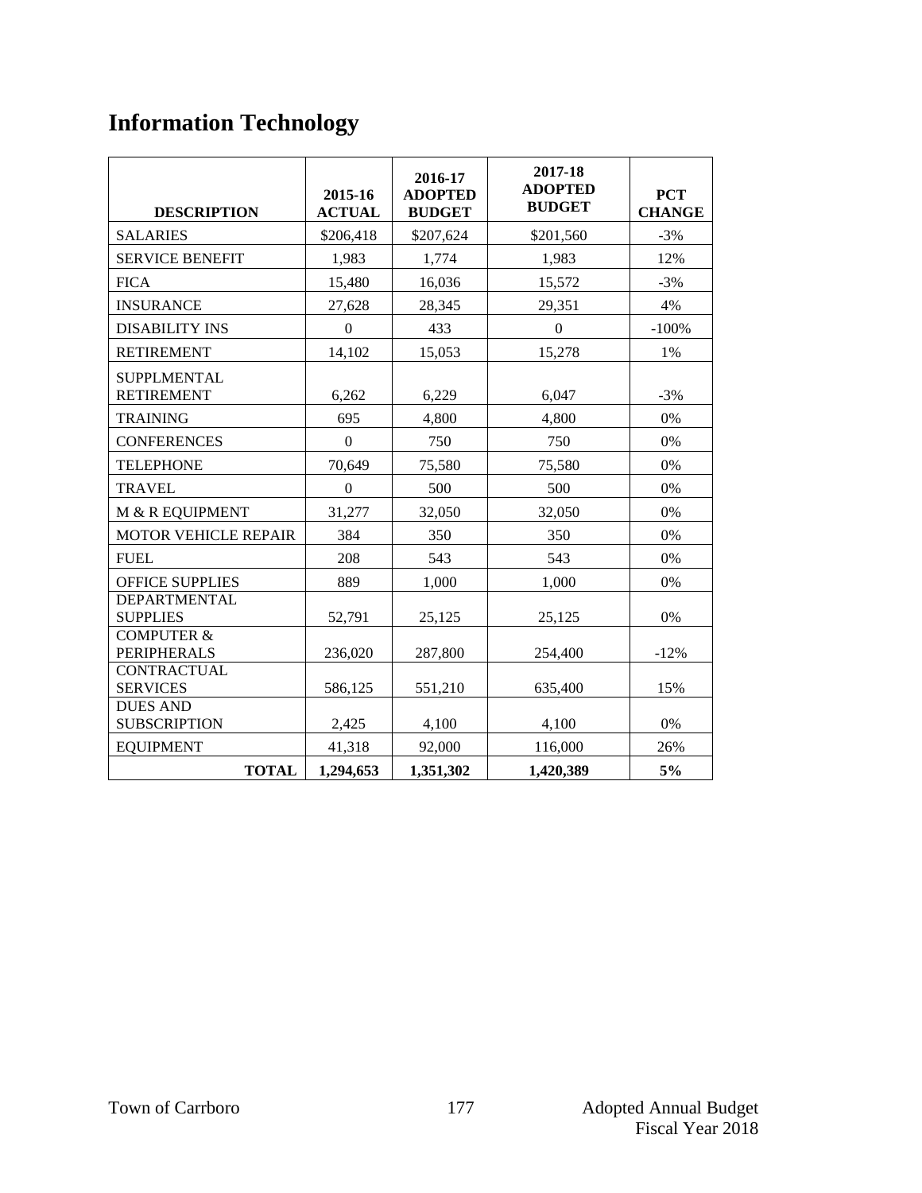# Information Technology

| DESCRIPTION | 2015-16 ACTUAL | 2016-17 ADOPTED BUDGET | 2017-18 ADOPTED BUDGET | PCT CHANGE |
|---|---|---|---|---|
| SALARIES | $206,418 | $207,624 | $201,560 | -3% |
| SERVICE BENEFIT | 1,983 | 1,774 | 1,983 | 12% |
| FICA | 15,480 | 16,036 | 15,572 | -3% |
| INSURANCE | 27,628 | 28,345 | 29,351 | 4% |
| DISABILITY INS | 0 | 433 | 0 | -100% |
| RETIREMENT | 14,102 | 15,053 | 15,278 | 1% |
| SUPPLMENTAL RETIREMENT | 6,262 | 6,229 | 6,047 | -3% |
| TRAINING | 695 | 4,800 | 4,800 | 0% |
| CONFERENCES | 0 | 750 | 750 | 0% |
| TELEPHONE | 70,649 | 75,580 | 75,580 | 0% |
| TRAVEL | 0 | 500 | 500 | 0% |
| M & R EQUIPMENT | 31,277 | 32,050 | 32,050 | 0% |
| MOTOR VEHICLE REPAIR | 384 | 350 | 350 | 0% |
| FUEL | 208 | 543 | 543 | 0% |
| OFFICE SUPPLIES | 889 | 1,000 | 1,000 | 0% |
| DEPARTMENTAL SUPPLIES | 52,791 | 25,125 | 25,125 | 0% |
| COMPUTER & PERIPHERALS | 236,020 | 287,800 | 254,400 | -12% |
| CONTRACTUAL SERVICES | 586,125 | 551,210 | 635,400 | 15% |
| DUES AND SUBSCRIPTION | 2,425 | 4,100 | 4,100 | 0% |
| EQUIPMENT | 41,318 | 92,000 | 116,000 | 26% |
| **TOTAL** | **1,294,653** | **1,351,302** | **1,420,389** | **5%** |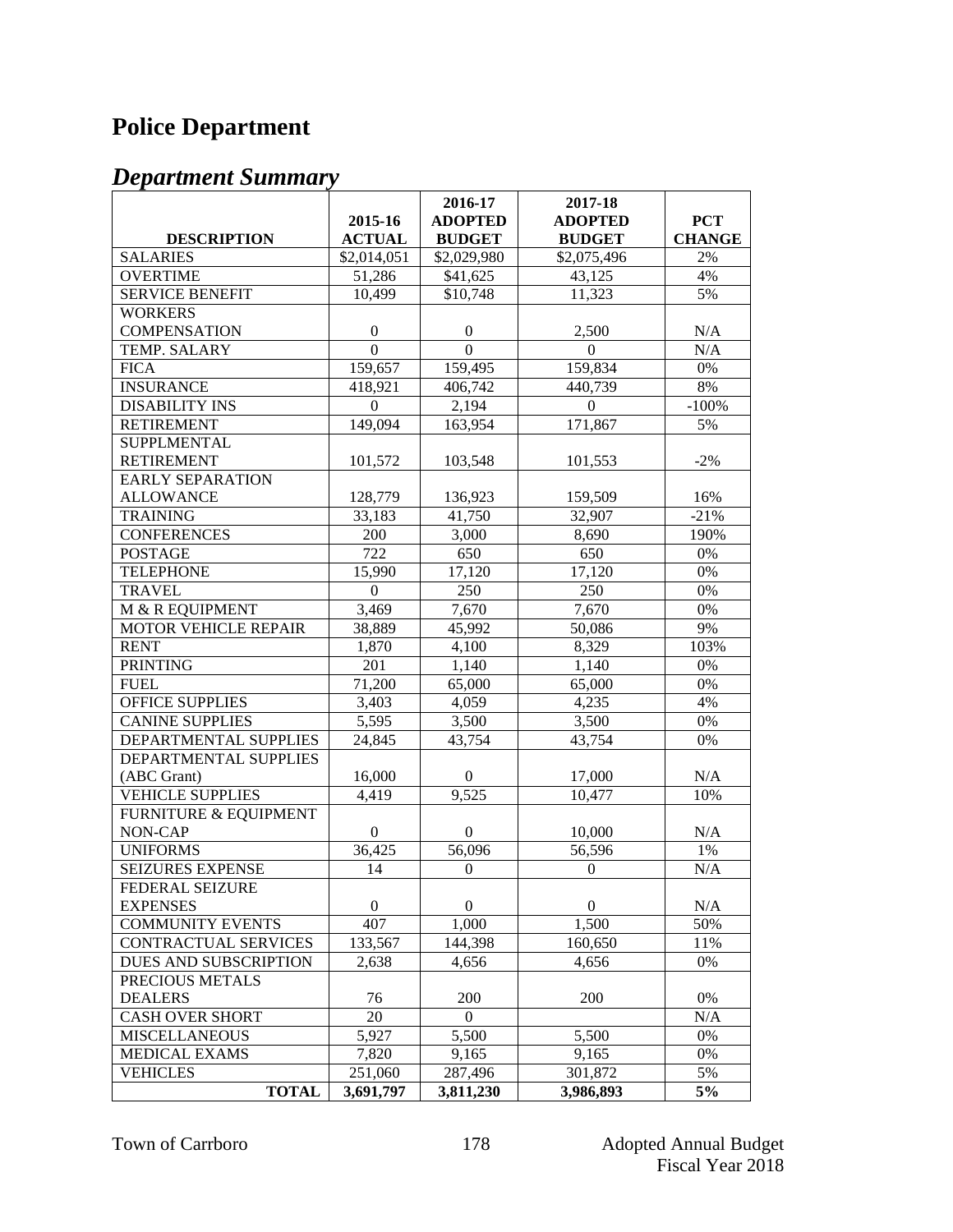# Police Department

## *Department Summary*

| DESCRIPTION | 2015-16 ACTUAL | 2016-17 ADOPTED BUDGET | 2017-18 ADOPTED BUDGET | PCT CHANGE |
|---|---|---|---|---|
| SALARIES | $2,014,051 | $2,029,980 | $2,075,496 | 2% |
| OVERTIME | 51,286 | $41,625 | 43,125 | 4% |
| SERVICE BENEFIT | 10,499 | $10,748 | 11,323 | 5% |
| WORKERS COMPENSATION | 0 | 0 | 2,500 | N/A |
| TEMP. SALARY | 0 | 0 | 0 | N/A |
| FICA | 159,657 | 159,495 | 159,834 | 0% |
| INSURANCE | 418,921 | 406,742 | 440,739 | 8% |
| DISABILITY INS | 0 | 2,194 | 0 | -100% |
| RETIREMENT | 149,094 | 163,954 | 171,867 | 5% |
| SUPPLMENTAL RETIREMENT | 101,572 | 103,548 | 101,553 | -2% |
| EARLY SEPARATION ALLOWANCE | 128,779 | 136,923 | 159,509 | 16% |
| TRAINING | 33,183 | 41,750 | 32,907 | -21% |
| CONFERENCES | 200 | 3,000 | 8,690 | 190% |
| POSTAGE | 722 | 650 | 650 | 0% |
| TELEPHONE | 15,990 | 17,120 | 17,120 | 0% |
| TRAVEL | 0 | 250 | 250 | 0% |
| M & R EQUIPMENT | 3,469 | 7,670 | 7,670 | 0% |
| MOTOR VEHICLE REPAIR | 38,889 | 45,992 | 50,086 | 9% |
| RENT | 1,870 | 4,100 | 8,329 | 103% |
| PRINTING | 201 | 1,140 | 1,140 | 0% |
| FUEL | 71,200 | 65,000 | 65,000 | 0% |
| OFFICE SUPPLIES | 3,403 | 4,059 | 4,235 | 4% |
| CANINE SUPPLIES | 5,595 | 3,500 | 3,500 | 0% |
| DEPARTMENTAL SUPPLIES | 24,845 | 43,754 | 43,754 | 0% |
| DEPARTMENTAL SUPPLIES (ABC Grant) | 16,000 | 0 | 17,000 | N/A |
| VEHICLE SUPPLIES | 4,419 | 9,525 | 10,477 | 10% |
| FURNITURE & EQUIPMENT NON-CAP | 0 | 0 | 10,000 | N/A |
| UNIFORMS | 36,425 | 56,096 | 56,596 | 1% |
| SEIZURES EXPENSE | 14 | 0 | 0 | N/A |
| FEDERAL SEIZURE EXPENSES | 0 | 0 | 0 | N/A |
| COMMUNITY EVENTS | 407 | 1,000 | 1,500 | 50% |
| CONTRACTUAL SERVICES | 133,567 | 144,398 | 160,650 | 11% |
| DUES AND SUBSCRIPTION | 2,638 | 4,656 | 4,656 | 0% |
| PRECIOUS METALS DEALERS | 76 | 200 | 200 | 0% |
| CASH OVER SHORT | 20 | 0 | | N/A |
| MISCELLANEOUS | 5,927 | 5,500 | 5,500 | 0% |
| MEDICAL EXAMS | 7,820 | 9,165 | 9,165 | 0% |
| VEHICLES | 251,060 | 287,496 | 301,872 | 5% |
| **TOTAL** | **3,691,797** | **3,811,230** | **3,986,893** | **5%** |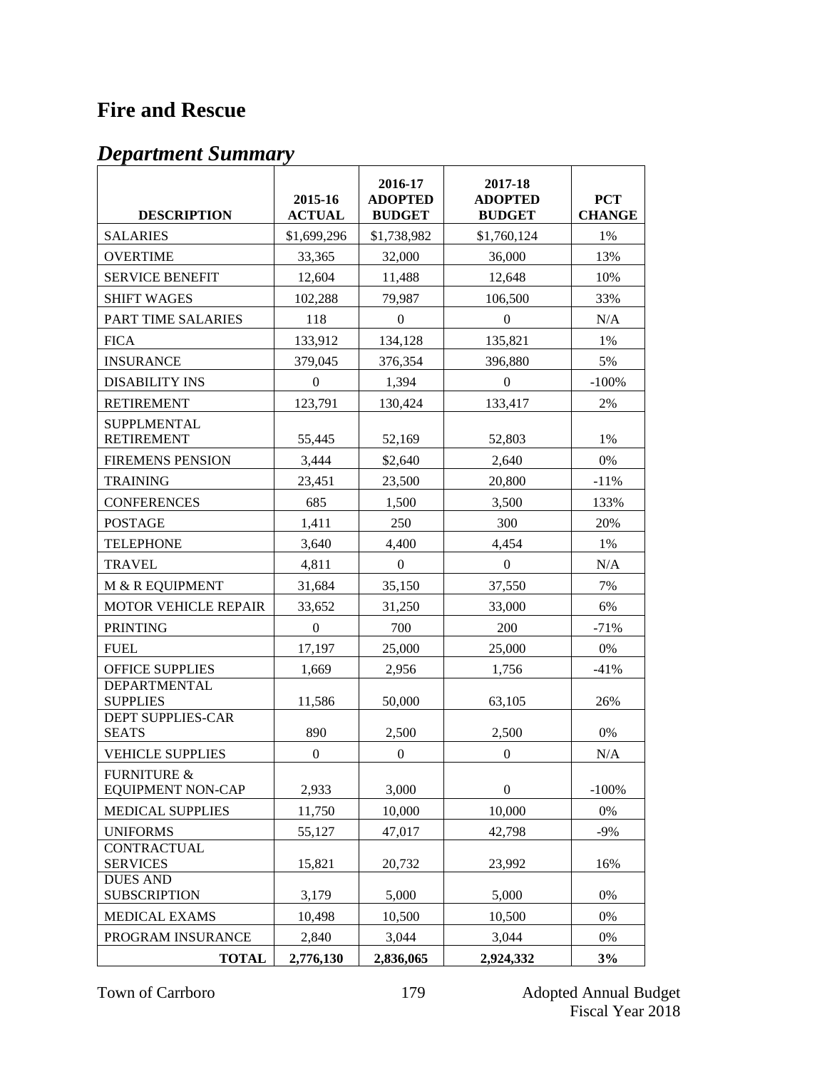# Fire and Rescue

## *Department Summary*

| DESCRIPTION | 2015-16 ACTUAL | 2016-17 ADOPTED BUDGET | 2017-18 ADOPTED BUDGET | PCT CHANGE |
|---|---|---|---|---|
| SALARIES | $1,699,296 | $1,738,982 | $1,760,124 | 1% |
| OVERTIME | 33,365 | 32,000 | 36,000 | 13% |
| SERVICE BENEFIT | 12,604 | 11,488 | 12,648 | 10% |
| SHIFT WAGES | 102,288 | 79,987 | 106,500 | 33% |
| PART TIME SALARIES | 118 | 0 | 0 | N/A |
| FICA | 133,912 | 134,128 | 135,821 | 1% |
| INSURANCE | 379,045 | 376,354 | 396,880 | 5% |
| DISABILITY INS | 0 | 1,394 | 0 | -100% |
| RETIREMENT | 123,791 | 130,424 | 133,417 | 2% |
| SUPPLMENTAL RETIREMENT | 55,445 | 52,169 | 52,803 | 1% |
| FIREMENS PENSION | 3,444 | $2,640 | 2,640 | 0% |
| TRAINING | 23,451 | 23,500 | 20,800 | -11% |
| CONFERENCES | 685 | 1,500 | 3,500 | 133% |
| POSTAGE | 1,411 | 250 | 300 | 20% |
| TELEPHONE | 3,640 | 4,400 | 4,454 | 1% |
| TRAVEL | 4,811 | 0 | 0 | N/A |
| M & R EQUIPMENT | 31,684 | 35,150 | 37,550 | 7% |
| MOTOR VEHICLE REPAIR | 33,652 | 31,250 | 33,000 | 6% |
| PRINTING | 0 | 700 | 200 | -71% |
| FUEL | 17,197 | 25,000 | 25,000 | 0% |
| OFFICE SUPPLIES | 1,669 | 2,956 | 1,756 | -41% |
| DEPARTMENTAL SUPPLIES | 11,586 | 50,000 | 63,105 | 26% |
| DEPT SUPPLIES-CAR SEATS | 890 | 2,500 | 2,500 | 0% |
| VEHICLE SUPPLIES | 0 | 0 | 0 | N/A |
| FURNITURE & EQUIPMENT NON-CAP | 2,933 | 3,000 | 0 | -100% |
| MEDICAL SUPPLIES | 11,750 | 10,000 | 10,000 | 0% |
| UNIFORMS | 55,127 | 47,017 | 42,798 | -9% |
| CONTRACTUAL SERVICES | 15,821 | 20,732 | 23,992 | 16% |
| DUES AND SUBSCRIPTION | 3,179 | 5,000 | 5,000 | 0% |
| MEDICAL EXAMS | 10,498 | 10,500 | 10,500 | 0% |
| PROGRAM INSURANCE | 2,840 | 3,044 | 3,044 | 0% |
| **TOTAL** | **2,776,130** | **2,836,065** | **2,924,332** | **3%** |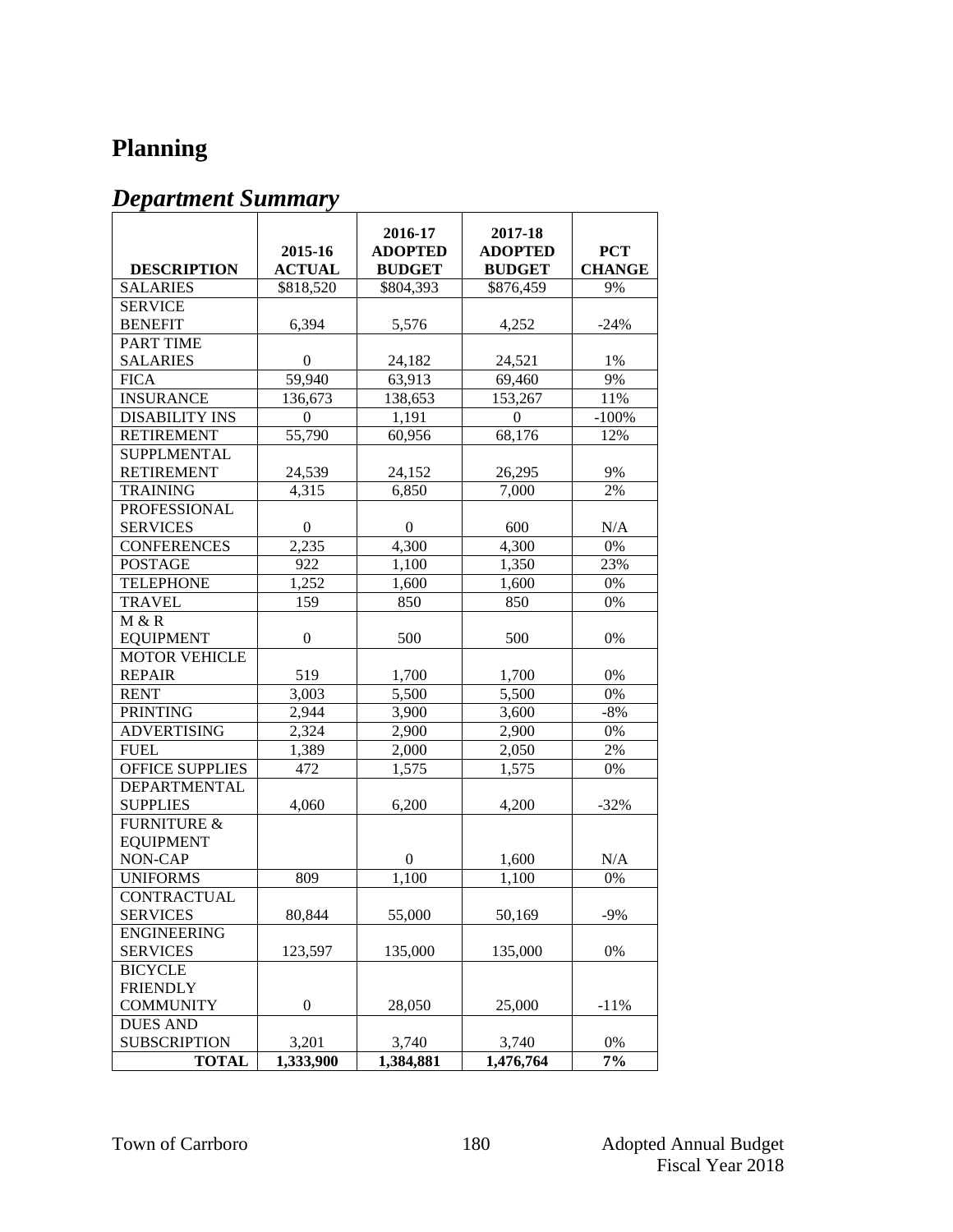# Planning

## *Department Summary*

| DESCRIPTION | 2015-16 ACTUAL | 2016-17 ADOPTED BUDGET | 2017-18 ADOPTED BUDGET | PCT CHANGE |
|---|---|---|---|---|
| SALARIES | $818,520 | $804,393 | $876,459 | 9% |
| SERVICE BENEFIT | 6,394 | 5,576 | 4,252 | -24% |
| PART TIME SALARIES | 0 | 24,182 | 24,521 | 1% |
| FICA | 59,940 | 63,913 | 69,460 | 9% |
| INSURANCE | 136,673 | 138,653 | 153,267 | 11% |
| DISABILITY INS | 0 | 1,191 | 0 | -100% |
| RETIREMENT | 55,790 | 60,956 | 68,176 | 12% |
| SUPPLMENTAL RETIREMENT | 24,539 | 24,152 | 26,295 | 9% |
| TRAINING | 4,315 | 6,850 | 7,000 | 2% |
| PROFESSIONAL SERVICES | 0 | 0 | 600 | N/A |
| CONFERENCES | 2,235 | 4,300 | 4,300 | 0% |
| POSTAGE | 922 | 1,100 | 1,350 | 23% |
| TELEPHONE | 1,252 | 1,600 | 1,600 | 0% |
| TRAVEL | 159 | 850 | 850 | 0% |
| M & R EQUIPMENT | 0 | 500 | 500 | 0% |
| MOTOR VEHICLE REPAIR | 519 | 1,700 | 1,700 | 0% |
| RENT | 3,003 | 5,500 | 5,500 | 0% |
| PRINTING | 2,944 | 3,900 | 3,600 | -8% |
| ADVERTISING | 2,324 | 2,900 | 2,900 | 0% |
| FUEL | 1,389 | 2,000 | 2,050 | 2% |
| OFFICE SUPPLIES | 472 | 1,575 | 1,575 | 0% |
| DEPARTMENTAL SUPPLIES | 4,060 | 6,200 | 4,200 | -32% |
| FURNITURE & EQUIPMENT NON-CAP | | 0 | 1,600 | N/A |
| UNIFORMS | 809 | 1,100 | 1,100 | 0% |
| CONTRACTUAL SERVICES | 80,844 | 55,000 | 50,169 | -9% |
| ENGINEERING SERVICES | 123,597 | 135,000 | 135,000 | 0% |
| BICYCLE FRIENDLY COMMUNITY | 0 | 28,050 | 25,000 | -11% |
| DUES AND SUBSCRIPTION | 3,201 | 3,740 | 3,740 | 0% |
| **TOTAL** | **1,333,900** | **1,384,881** | **1,476,764** | **7%** |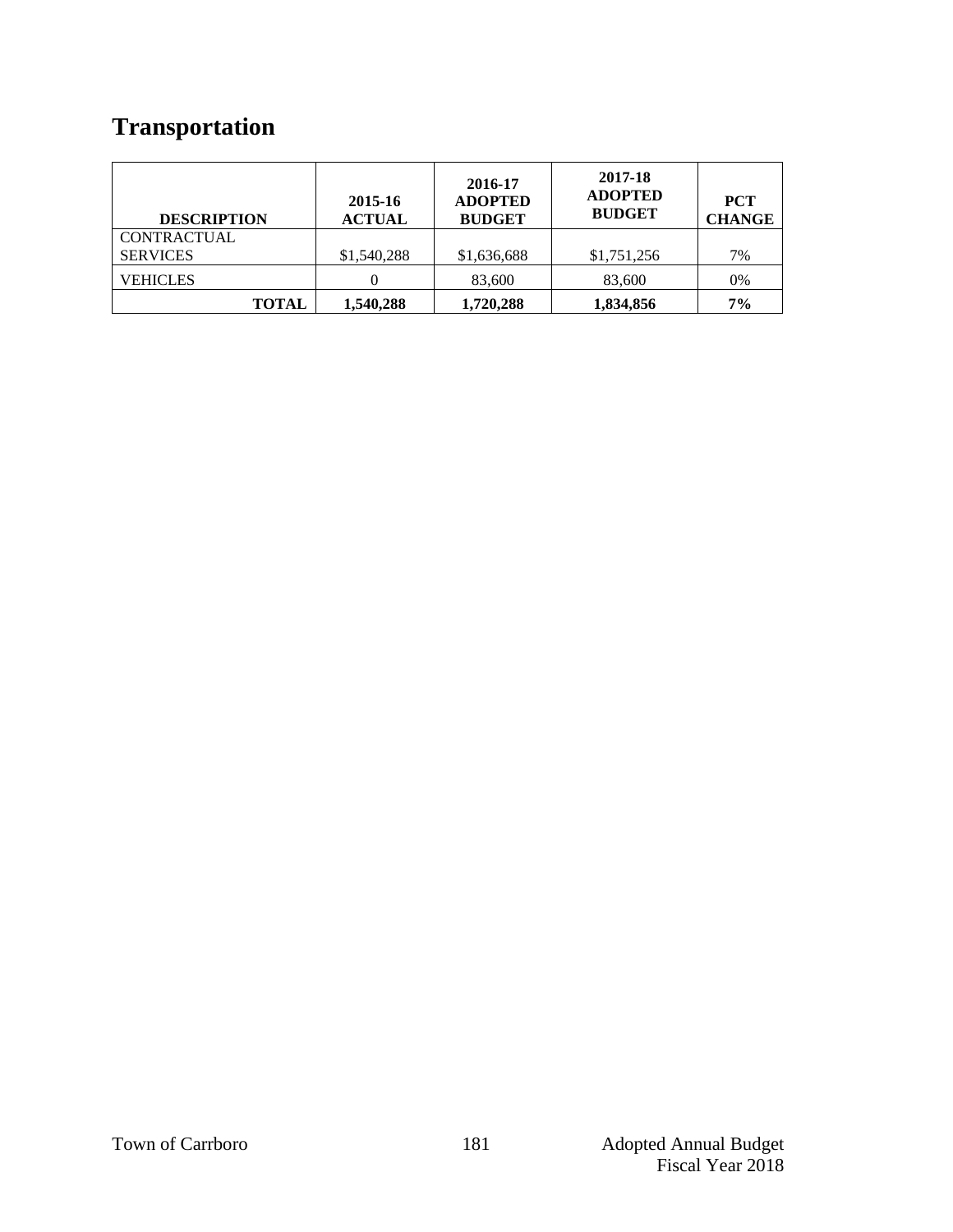# Transportation

| DESCRIPTION | 2015-16 ACTUAL | 2016-17 ADOPTED BUDGET | 2017-18 ADOPTED BUDGET | PCT CHANGE |
|---|---|---|---|---|
| CONTRACTUAL SERVICES | $1,540,288 | $1,636,688 | $1,751,256 | 7% |
| VEHICLES | 0 | 83,600 | 83,600 | 0% |
| **TOTAL** | **1,540,288** | **1,720,288** | **1,834,856** | **7%** |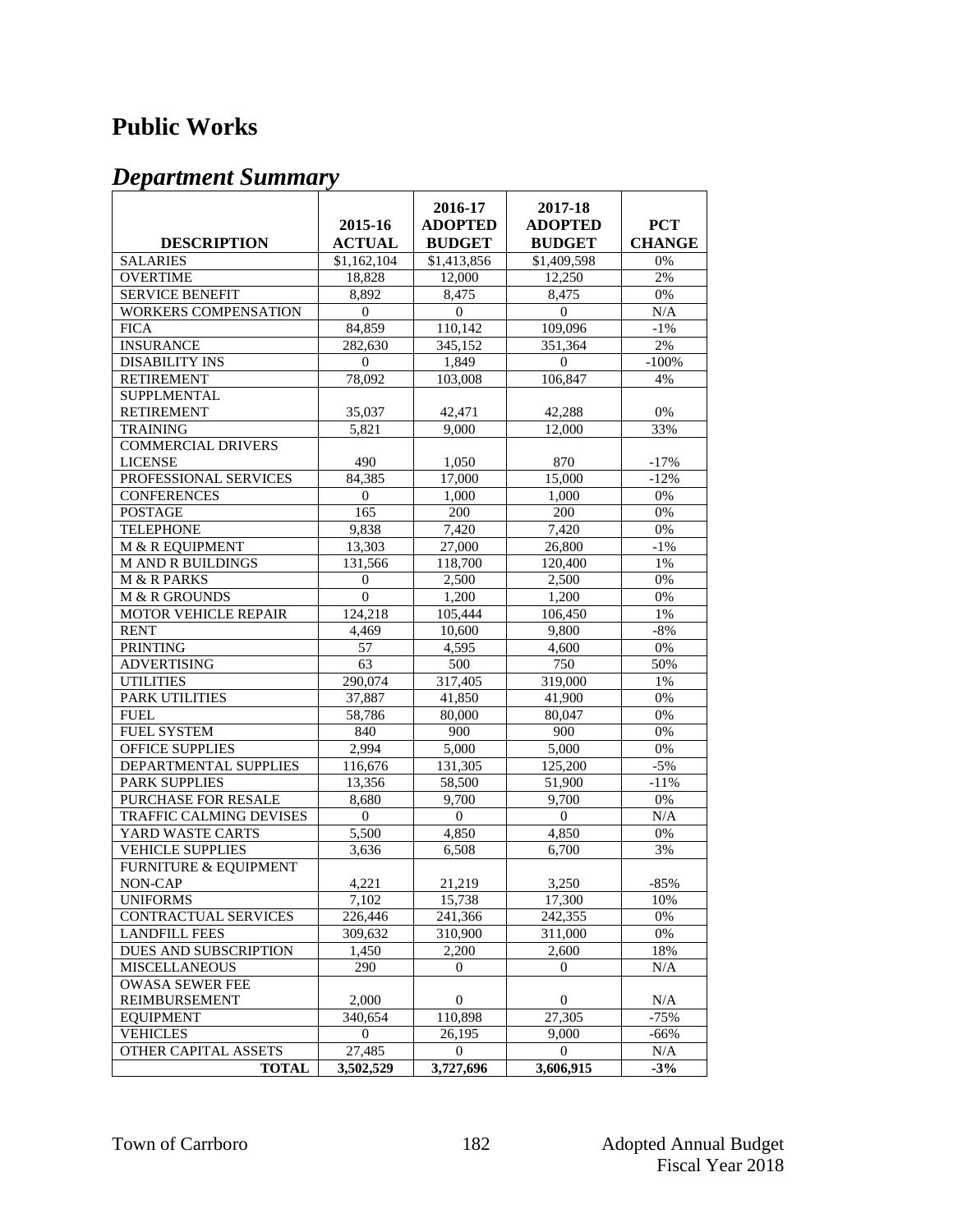# Public Works

## *Department Summary*

| DESCRIPTION | 2015-16 ACTUAL | 2016-17 ADOPTED BUDGET | 2017-18 ADOPTED BUDGET | PCT CHANGE |
|---|---|---|---|---|
| SALARIES | $1,162,104 | $1,413,856 | $1,409,598 | 0% |
| OVERTIME | 18,828 | 12,000 | 12,250 | 2% |
| SERVICE BENEFIT | 8,892 | 8,475 | 8,475 | 0% |
| WORKERS COMPENSATION | 0 | 0 | 0 | N/A |
| FICA | 84,859 | 110,142 | 109,096 | -1% |
| INSURANCE | 282,630 | 345,152 | 351,364 | 2% |
| DISABILITY INS | 0 | 1,849 | 0 | -100% |
| RETIREMENT | 78,092 | 103,008 | 106,847 | 4% |
| SUPPLMENTAL RETIREMENT | 35,037 | 42,471 | 42,288 | 0% |
| TRAINING | 5,821 | 9,000 | 12,000 | 33% |
| COMMERCIAL DRIVERS LICENSE | 490 | 1,050 | 870 | -17% |
| PROFESSIONAL SERVICES | 84,385 | 17,000 | 15,000 | -12% |
| CONFERENCES | 0 | 1,000 | 1,000 | 0% |
| POSTAGE | 165 | 200 | 200 | 0% |
| TELEPHONE | 9,838 | 7,420 | 7,420 | 0% |
| M & R EQUIPMENT | 13,303 | 27,000 | 26,800 | -1% |
| M AND R BUILDINGS | 131,566 | 118,700 | 120,400 | 1% |
| M & R PARKS | 0 | 2,500 | 2,500 | 0% |
| M & R GROUNDS | 0 | 1,200 | 1,200 | 0% |
| MOTOR VEHICLE REPAIR | 124,218 | 105,444 | 106,450 | 1% |
| RENT | 4,469 | 10,600 | 9,800 | -8% |
| PRINTING | 57 | 4,595 | 4,600 | 0% |
| ADVERTISING | 63 | 500 | 750 | 50% |
| UTILITIES | 290,074 | 317,405 | 319,000 | 1% |
| PARK UTILITIES | 37,887 | 41,850 | 41,900 | 0% |
| FUEL | 58,786 | 80,000 | 80,047 | 0% |
| FUEL SYSTEM | 840 | 900 | 900 | 0% |
| OFFICE SUPPLIES | 2,994 | 5,000 | 5,000 | 0% |
| DEPARTMENTAL SUPPLIES | 116,676 | 131,305 | 125,200 | -5% |
| PARK SUPPLIES | 13,356 | 58,500 | 51,900 | -11% |
| PURCHASE FOR RESALE | 8,680 | 9,700 | 9,700 | 0% |
| TRAFFIC CALMING DEVISES | 0 | 0 | 0 | N/A |
| YARD WASTE CARTS | 5,500 | 4,850 | 4,850 | 0% |
| VEHICLE SUPPLIES | 3,636 | 6,508 | 6,700 | 3% |
| FURNITURE & EQUIPMENT NON-CAP | 4,221 | 21,219 | 3,250 | -85% |
| UNIFORMS | 7,102 | 15,738 | 17,300 | 10% |
| CONTRACTUAL SERVICES | 226,446 | 241,366 | 242,355 | 0% |
| LANDFILL FEES | 309,632 | 310,900 | 311,000 | 0% |
| DUES AND SUBSCRIPTION | 1,450 | 2,200 | 2,600 | 18% |
| MISCELLANEOUS | 290 | 0 | 0 | N/A |
| OWASA SEWER FEE REIMBURSEMENT | 2,000 | 0 | 0 | N/A |
| EQUIPMENT | 340,654 | 110,898 | 27,305 | -75% |
| VEHICLES | 0 | 26,195 | 9,000 | -66% |
| OTHER CAPITAL ASSETS | 27,485 | 0 | 0 | N/A |
| **TOTAL** | **3,502,529** | **3,727,696** | **3,606,915** | **-3%** |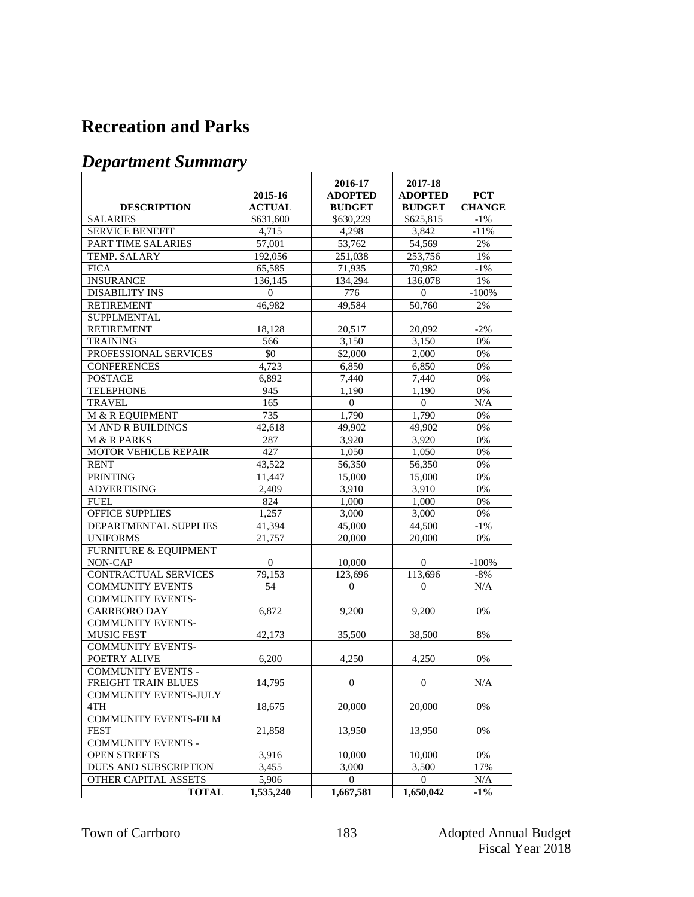# Recreation and Parks

## *Department Summary*

| DESCRIPTION | 2015-16 ACTUAL | 2016-17 ADOPTED BUDGET | 2017-18 ADOPTED BUDGET | PCT CHANGE |
|---|---|---|---|---|
| SALARIES | $631,600 | $630,229 | $625,815 | -1% |
| SERVICE BENEFIT | 4,715 | 4,298 | 3,842 | -11% |
| PART TIME SALARIES | 57,001 | 53,762 | 54,569 | 2% |
| TEMP. SALARY | 192,056 | 251,038 | 253,756 | 1% |
| FICA | 65,585 | 71,935 | 70,982 | -1% |
| INSURANCE | 136,145 | 134,294 | 136,078 | 1% |
| DISABILITY INS | 0 | 776 | 0 | -100% |
| RETIREMENT | 46,982 | 49,584 | 50,760 | 2% |
| SUPPLMENTAL RETIREMENT | 18,128 | 20,517 | 20,092 | -2% |
| TRAINING | 566 | 3,150 | 3,150 | 0% |
| PROFESSIONAL SERVICES | $0 | $2,000 | 2,000 | 0% |
| CONFERENCES | 4,723 | 6,850 | 6,850 | 0% |
| POSTAGE | 6,892 | 7,440 | 7,440 | 0% |
| TELEPHONE | 945 | 1,190 | 1,190 | 0% |
| TRAVEL | 165 | 0 | 0 | N/A |
| M & R EQUIPMENT | 735 | 1,790 | 1,790 | 0% |
| M AND R BUILDINGS | 42,618 | 49,902 | 49,902 | 0% |
| M & R PARKS | 287 | 3,920 | 3,920 | 0% |
| MOTOR VEHICLE REPAIR | 427 | 1,050 | 1,050 | 0% |
| RENT | 43,522 | 56,350 | 56,350 | 0% |
| PRINTING | 11,447 | 15,000 | 15,000 | 0% |
| ADVERTISING | 2,409 | 3,910 | 3,910 | 0% |
| FUEL | 824 | 1,000 | 1,000 | 0% |
| OFFICE SUPPLIES | 1,257 | 3,000 | 3,000 | 0% |
| DEPARTMENTAL SUPPLIES | 41,394 | 45,000 | 44,500 | -1% |
| UNIFORMS | 21,757 | 20,000 | 20,000 | 0% |
| FURNITURE & EQUIPMENT NON-CAP | 0 | 10,000 | 0 | -100% |
| CONTRACTUAL SERVICES | 79,153 | 123,696 | 113,696 | -8% |
| COMMUNITY EVENTS | 54 | 0 | 0 | N/A |
| COMMUNITY EVENTS-CARRBORO DAY | 6,872 | 9,200 | 9,200 | 0% |
| COMMUNITY EVENTS-MUSIC FEST | 42,173 | 35,500 | 38,500 | 8% |
| COMMUNITY EVENTS-POETRY ALIVE | 6,200 | 4,250 | 4,250 | 0% |
| COMMUNITY EVENTS - FREIGHT TRAIN BLUES | 14,795 | 0 | 0 | N/A |
| COMMUNITY EVENTS-JULY 4TH | 18,675 | 20,000 | 20,000 | 0% |
| COMMUNITY EVENTS-FILM FEST | 21,858 | 13,950 | 13,950 | 0% |
| COMMUNITY EVENTS - OPEN STREETS | 3,916 | 10,000 | 10,000 | 0% |
| DUES AND SUBSCRIPTION | 3,455 | 3,000 | 3,500 | 17% |
| OTHER CAPITAL ASSETS | 5,906 | 0 | 0 | N/A |
| **TOTAL** | **1,535,240** | **1,667,581** | **1,650,042** | **-1%** |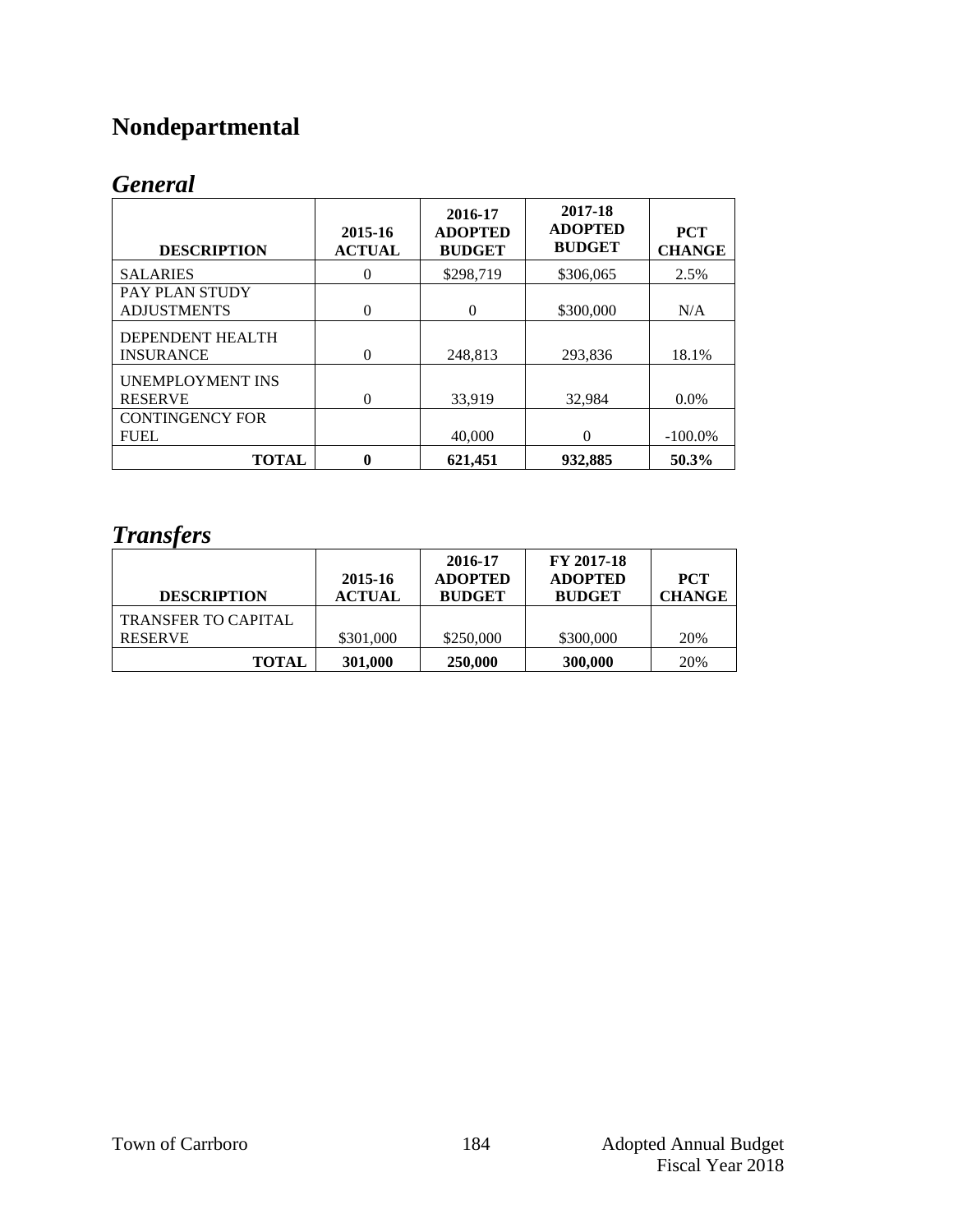# Nondepartmental

## *General*

| DESCRIPTION | 2015-16 ACTUAL | 2016-17 ADOPTED BUDGET | 2017-18 ADOPTED BUDGET | PCT CHANGE |
|---|---|---|---|---|
| SALARIES | 0 | $298,719 | $306,065 | 2.5% |
| PAY PLAN STUDY ADJUSTMENTS | 0 | 0 | $300,000 | N/A |
| DEPENDENT HEALTH INSURANCE | 0 | 248,813 | 293,836 | 18.1% |
| UNEMPLOYMENT INS RESERVE | 0 | 33,919 | 32,984 | 0.0% |
| CONTINGENCY FOR FUEL | | 40,000 | 0 | -100.0% |
| **TOTAL** | **0** | **621,451** | **932,885** | **50.3%** |

## *Transfers*

| DESCRIPTION | 2015-16 ACTUAL | 2016-17 ADOPTED BUDGET | FY 2017-18 ADOPTED BUDGET | PCT CHANGE |
|---|---|---|---|---|
| TRANSFER TO CAPITAL RESERVE | $301,000 | $250,000 | $300,000 | 20% |
| **TOTAL** | **301,000** | **250,000** | **300,000** | 20% |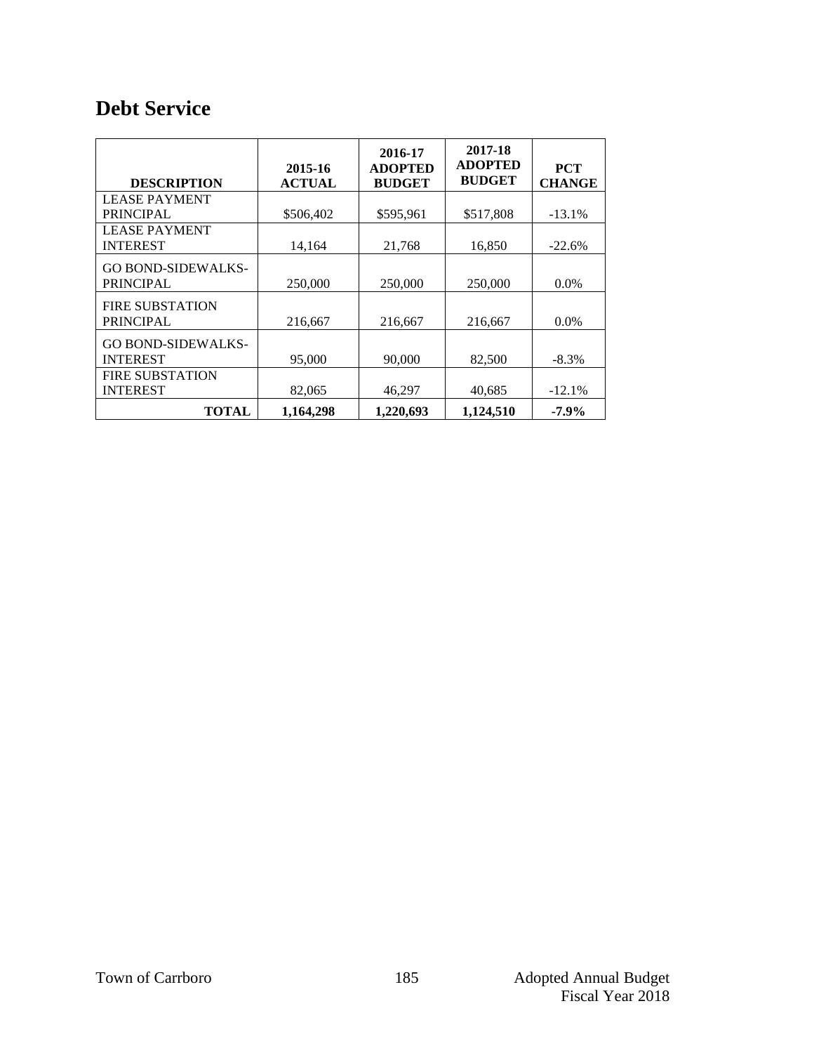# Debt Service

| DESCRIPTION | 2015-16 ACTUAL | 2016-17 ADOPTED BUDGET | 2017-18 ADOPTED BUDGET | PCT CHANGE |
|---|---|---|---|---|
| LEASE PAYMENT PRINCIPAL | $506,402 | $595,961 | $517,808 | -13.1% |
| LEASE PAYMENT INTEREST | 14,164 | 21,768 | 16,850 | -22.6% |
| GO BOND-SIDEWALKS-PRINCIPAL | 250,000 | 250,000 | 250,000 | 0.0% |
| FIRE SUBSTATION PRINCIPAL | 216,667 | 216,667 | 216,667 | 0.0% |
| GO BOND-SIDEWALKS-INTEREST | 95,000 | 90,000 | 82,500 | -8.3% |
| FIRE SUBSTATION INTEREST | 82,065 | 46,297 | 40,685 | -12.1% |
| **TOTAL** | **1,164,298** | **1,220,693** | **1,124,510** | **-7.9%** |